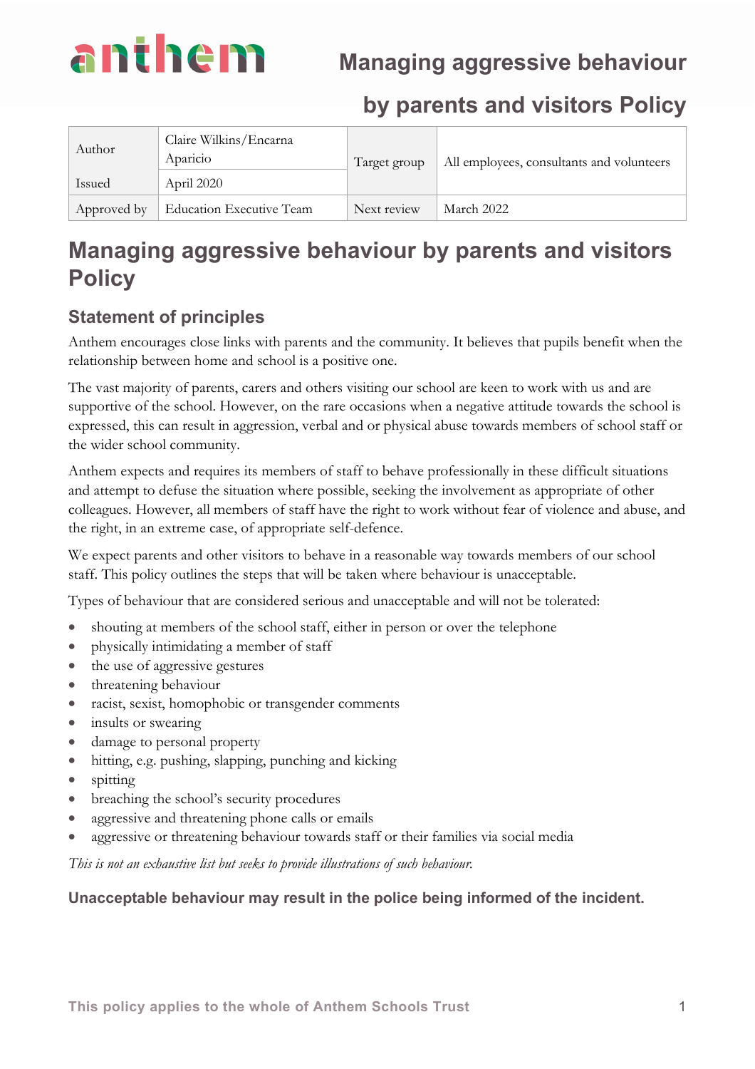# Managing aggressive behaviour by parents and visitors Policy

| Author | Claire Wilkins/Encarna Aparicio | Target group | All employees, consultants and volunteers |
|---|---|---|---|
| Issued | April 2020 | | |
| Approved by | Education Executive Team | Next review | March 2022 |

# Managing aggressive behaviour by parents and visitors Policy

## Statement of principles

Anthem encourages close links with parents and the community. It believes that pupils benefit when the relationship between home and school is a positive one.

The vast majority of parents, carers and others visiting our school are keen to work with us and are supportive of the school. However, on the rare occasions when a negative attitude towards the school is expressed, this can result in aggression, verbal and or physical abuse towards members of school staff or the wider school community.

Anthem expects and requires its members of staff to behave professionally in these difficult situations and attempt to defuse the situation where possible, seeking the involvement as appropriate of other colleagues. However, all members of staff have the right to work without fear of violence and abuse, and the right, in an extreme case, of appropriate self-defence.

We expect parents and other visitors to behave in a reasonable way towards members of our school staff. This policy outlines the steps that will be taken where behaviour is unacceptable.

Types of behaviour that are considered serious and unacceptable and will not be tolerated:

- shouting at members of the school staff, either in person or over the telephone
- physically intimidating a member of staff
- the use of aggressive gestures
- threatening behaviour
- racist, sexist, homophobic or transgender comments
- insults or swearing
- damage to personal property
- hitting, e.g. pushing, slapping, punching and kicking
- spitting
- breaching the school's security procedures
- aggressive and threatening phone calls or emails
- aggressive or threatening behaviour towards staff or their families via social media

*This is not an exhaustive list but seeks to provide illustrations of such behaviour.*

**Unacceptable behaviour may result in the police being informed of the incident.**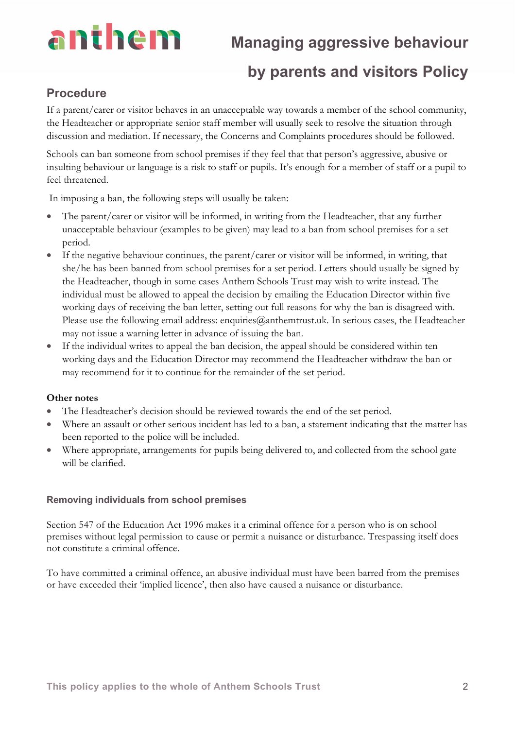## Procedure

If a parent/carer or visitor behaves in an unacceptable way towards a member of the school community, the Headteacher or appropriate senior staff member will usually seek to resolve the situation through discussion and mediation. If necessary, the Concerns and Complaints procedures should be followed.

Schools can ban someone from school premises if they feel that that person's aggressive, abusive or insulting behaviour or language is a risk to staff or pupils. It's enough for a member of staff or a pupil to feel threatened.

In imposing a ban, the following steps will usually be taken:

- The parent/carer or visitor will be informed, in writing from the Headteacher, that any further unacceptable behaviour (examples to be given) may lead to a ban from school premises for a set period.
- If the negative behaviour continues, the parent/carer or visitor will be informed, in writing, that she/he has been banned from school premises for a set period. Letters should usually be signed by the Headteacher, though in some cases Anthem Schools Trust may wish to write instead. The individual must be allowed to appeal the decision by emailing the Education Director within five working days of receiving the ban letter, setting out full reasons for why the ban is disagreed with. Please use the following email address: enquiries@anthemtrust.uk. In serious cases, the Headteacher may not issue a warning letter in advance of issuing the ban.
- If the individual writes to appeal the ban decision, the appeal should be considered within ten working days and the Education Director may recommend the Headteacher withdraw the ban or may recommend for it to continue for the remainder of the set period.

**Other notes**

- The Headteacher's decision should be reviewed towards the end of the set period.
- Where an assault or other serious incident has led to a ban, a statement indicating that the matter has been reported to the police will be included.
- Where appropriate, arrangements for pupils being delivered to, and collected from the school gate will be clarified.

### Removing individuals from school premises

Section 547 of the Education Act 1996 makes it a criminal offence for a person who is on school premises without legal permission to cause or permit a nuisance or disturbance. Trespassing itself does not constitute a criminal offence.

To have committed a criminal offence, an abusive individual must have been barred from the premises or have exceeded their 'implied licence', then also have caused a nuisance or disturbance.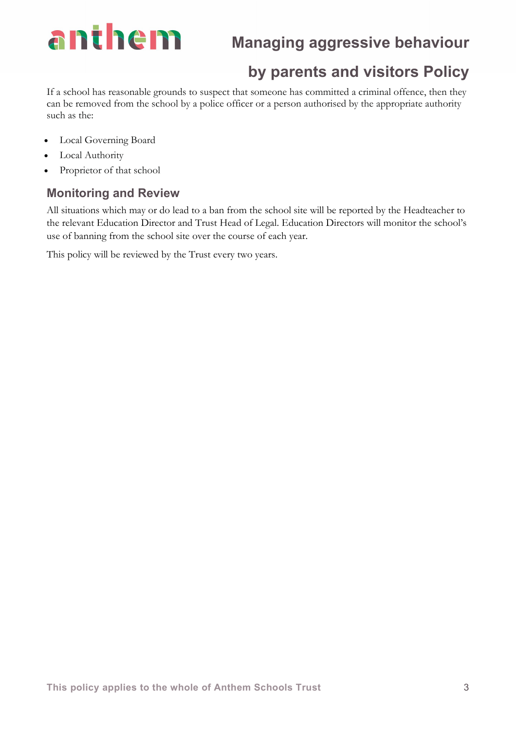If a school has reasonable grounds to suspect that someone has committed a criminal offence, then they can be removed from the school by a police officer or a person authorised by the appropriate authority such as the:

- Local Governing Board
- Local Authority
- Proprietor of that school

## Monitoring and Review

All situations which may or do lead to a ban from the school site will be reported by the Headteacher to the relevant Education Director and Trust Head of Legal. Education Directors will monitor the school's use of banning from the school site over the course of each year.

This policy will be reviewed by the Trust every two years.